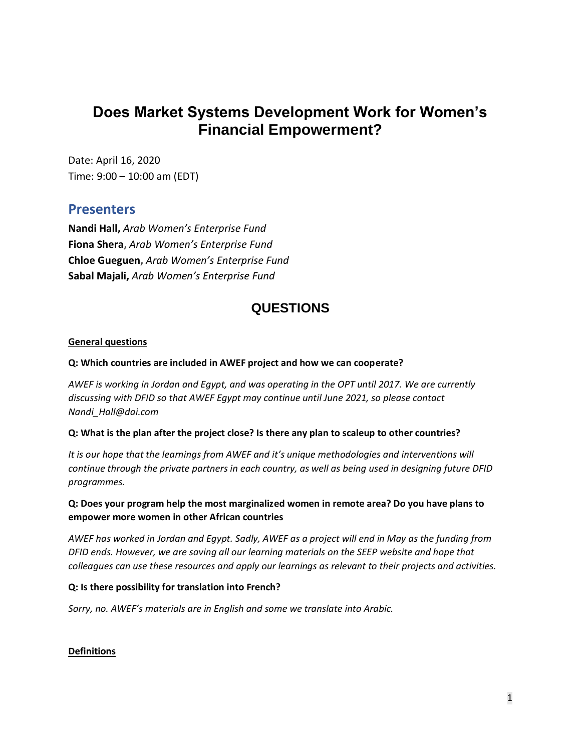# Does Market Systems Development Work for Women's Financial Empowerment?

Date: April 16, 2020
Time: 9:00 – 10:00 am (EDT)

## Presenters

**Nandi Hall,** *Arab Women's Enterprise Fund*
**Fiona Shera**, *Arab Women's Enterprise Fund*
**Chloe Gueguen**, *Arab Women's Enterprise Fund*
**Sabal Majali,** *Arab Women's Enterprise Fund*

## QUESTIONS

### General questions

**Q: Which countries are included in AWEF project and how we can cooperate?**

*AWEF is working in Jordan and Egypt, and was operating in the OPT until 2017. We are currently discussing with DFID so that AWEF Egypt may continue until June 2021, so please contact Nandi_Hall@dai.com*

**Q: What is the plan after the project close? Is there any plan to scaleup to other countries?**

*It is our hope that the learnings from AWEF and it's unique methodologies and interventions will continue through the private partners in each country, as well as being used in designing future DFID programmes.*

**Q: Does your program help the most marginalized women in remote area? Do you have plans to empower more women in other African countries**

*AWEF has worked in Jordan and Egypt. Sadly, AWEF as a project will end in May as the funding from DFID ends. However, we are saving all our learning materials on the SEEP website and hope that colleagues can use these resources and apply our learnings as relevant to their projects and activities.*

**Q: Is there possibility for translation into French?**

*Sorry, no. AWEF's materials are in English and some we translate into Arabic.*

### Definitions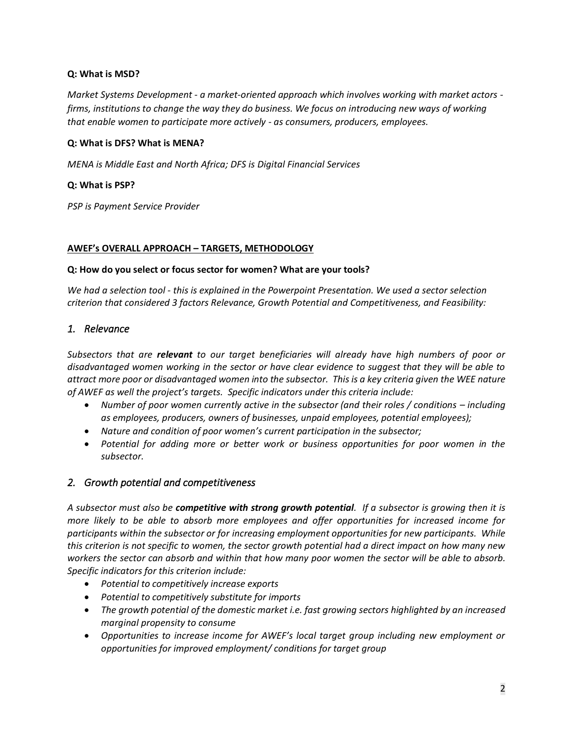**Q: What is MSD?**

*Market Systems Development - a market-oriented approach which involves working with market actors - firms, institutions to change the way they do business. We focus on introducing new ways of working that enable women to participate more actively - as consumers, producers, employees.*

**Q: What is DFS? What is MENA?**

*MENA is Middle East and North Africa; DFS is Digital Financial Services*

**Q: What is PSP?**

*PSP is Payment Service Provider*

## AWEF's OVERALL APPROACH – TARGETS, METHODOLOGY

**Q: How do you select or focus sector for women? What are your tools?**

*We had a selection tool - this is explained in the Powerpoint Presentation. We used a sector selection criterion that considered 3 factors Relevance, Growth Potential and Competitiveness, and Feasibility:*

### *1. Relevance*

*Subsectors that are **relevant** to our target beneficiaries will already have high numbers of poor or disadvantaged women working in the sector or have clear evidence to suggest that they will be able to attract more poor or disadvantaged women into the subsector. This is a key criteria given the WEE nature of AWEF as well the project's targets. Specific indicators under this criteria include:*

- *Number of poor women currently active in the subsector (and their roles / conditions – including as employees, producers, owners of businesses, unpaid employees, potential employees);*
- *Nature and condition of poor women's current participation in the subsector;*
- *Potential for adding more or better work or business opportunities for poor women in the subsector.*

### *2. Growth potential and competitiveness*

*A subsector must also be **competitive with strong growth potential**. If a subsector is growing then it is more likely to be able to absorb more employees and offer opportunities for increased income for participants within the subsector or for increasing employment opportunities for new participants. While this criterion is not specific to women, the sector growth potential had a direct impact on how many new workers the sector can absorb and within that how many poor women the sector will be able to absorb. Specific indicators for this criterion include:*

- *Potential to competitively increase exports*
- *Potential to competitively substitute for imports*
- *The growth potential of the domestic market i.e. fast growing sectors highlighted by an increased marginal propensity to consume*
- *Opportunities to increase income for AWEF's local target group including new employment or opportunities for improved employment/ conditions for target group*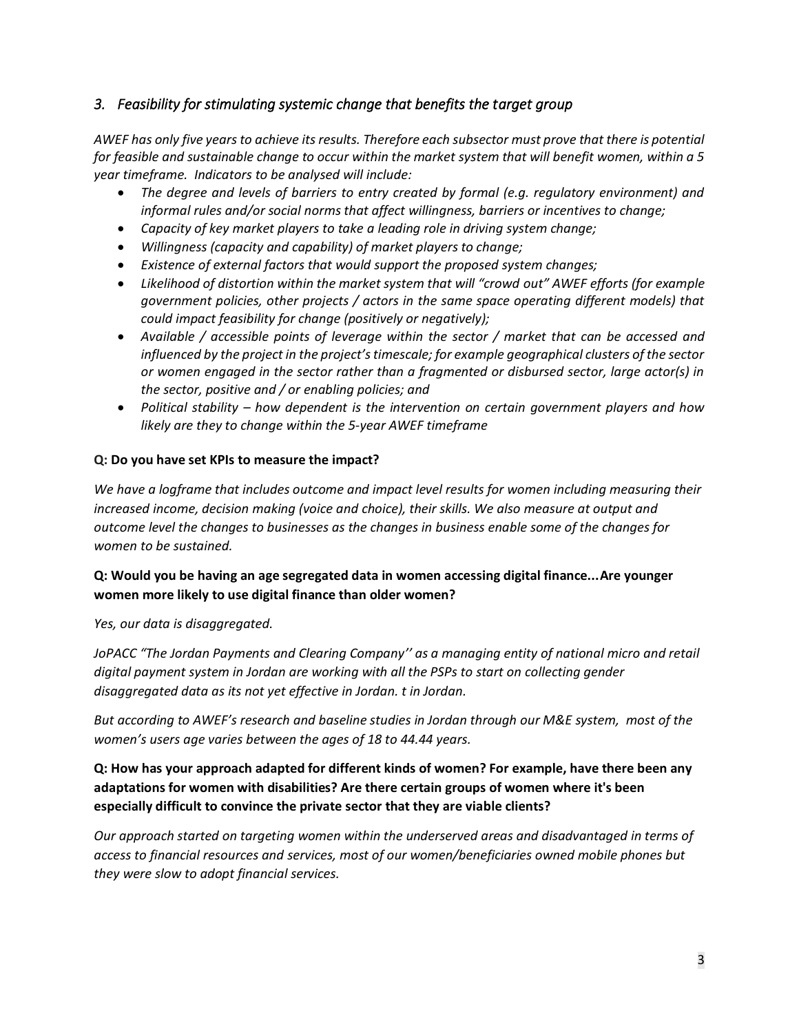### *3. Feasibility for stimulating systemic change that benefits the target group*

*AWEF has only five years to achieve its results. Therefore each subsector must prove that there is potential for feasible and sustainable change to occur within the market system that will benefit women, within a 5 year timeframe. Indicators to be analysed will include:*

- *The degree and levels of barriers to entry created by formal (e.g. regulatory environment) and informal rules and/or social norms that affect willingness, barriers or incentives to change;*
- *Capacity of key market players to take a leading role in driving system change;*
- *Willingness (capacity and capability) of market players to change;*
- *Existence of external factors that would support the proposed system changes;*
- *Likelihood of distortion within the market system that will "crowd out" AWEF efforts (for example government policies, other projects / actors in the same space operating different models) that could impact feasibility for change (positively or negatively);*
- *Available / accessible points of leverage within the sector / market that can be accessed and influenced by the project in the project's timescale; for example geographical clusters of the sector or women engaged in the sector rather than a fragmented or disbursed sector, large actor(s) in the sector, positive and / or enabling policies; and*
- *Political stability – how dependent is the intervention on certain government players and how likely are they to change within the 5-year AWEF timeframe*

**Q: Do you have set KPIs to measure the impact?**

*We have a logframe that includes outcome and impact level results for women including measuring their increased income, decision making (voice and choice), their skills. We also measure at output and outcome level the changes to businesses as the changes in business enable some of the changes for women to be sustained.*

**Q: Would you be having an age segregated data in women accessing digital finance...Are younger women more likely to use digital finance than older women?**

*Yes, our data is disaggregated.*

*JoPACC "The Jordan Payments and Clearing Company'' as a managing entity of national micro and retail digital payment system in Jordan are working with all the PSPs to start on collecting gender disaggregated data as its not yet effective in Jordan. t in Jordan.*

*But according to AWEF's research and baseline studies in Jordan through our M&E system, most of the women's users age varies between the ages of 18 to 44.44 years.*

**Q: How has your approach adapted for different kinds of women? For example, have there been any adaptations for women with disabilities? Are there certain groups of women where it's been especially difficult to convince the private sector that they are viable clients?**

*Our approach started on targeting women within the underserved areas and disadvantaged in terms of access to financial resources and services, most of our women/beneficiaries owned mobile phones but they were slow to adopt financial services.*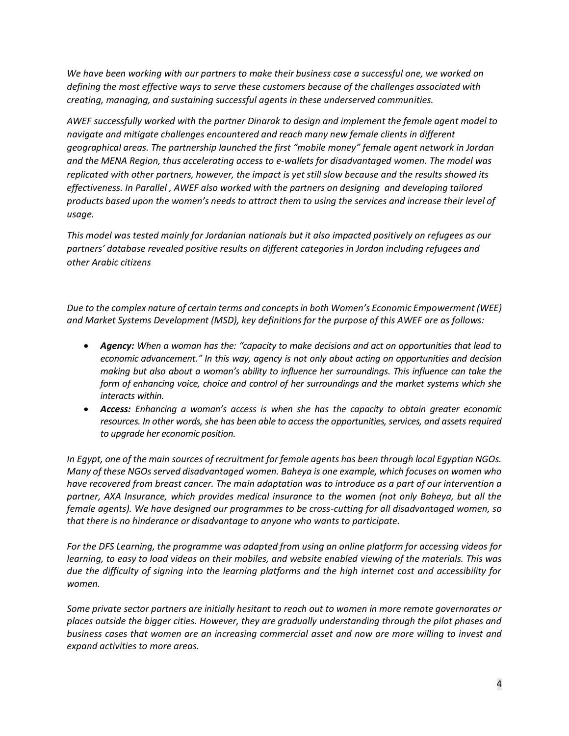*We have been working with our partners to make their business case a successful one, we worked on defining the most effective ways to serve these customers because of the challenges associated with creating, managing, and sustaining successful agents in these underserved communities.*

*AWEF successfully worked with the partner Dinarak to design and implement the female agent model to navigate and mitigate challenges encountered and reach many new female clients in different geographical areas. The partnership launched the first "mobile money" female agent network in Jordan and the MENA Region, thus accelerating access to e-wallets for disadvantaged women. The model was replicated with other partners, however, the impact is yet still slow because and the results showed its effectiveness. In Parallel , AWEF also worked with the partners on designing and developing tailored products based upon the women's needs to attract them to using the services and increase their level of usage.*

*This model was tested mainly for Jordanian nationals but it also impacted positively on refugees as our partners' database revealed positive results on different categories in Jordan including refugees and other Arabic citizens*

*Due to the complex nature of certain terms and concepts in both Women's Economic Empowerment (WEE) and Market Systems Development (MSD), key definitions for the purpose of this AWEF are as follows:*

- ***Agency:*** *When a woman has the: "capacity to make decisions and act on opportunities that lead to economic advancement." In this way, agency is not only about acting on opportunities and decision making but also about a woman's ability to influence her surroundings. This influence can take the form of enhancing voice, choice and control of her surroundings and the market systems which she interacts within.*
- ***Access:*** *Enhancing a woman's access is when she has the capacity to obtain greater economic resources. In other words, she has been able to access the opportunities, services, and assets required to upgrade her economic position.*

*In Egypt, one of the main sources of recruitment for female agents has been through local Egyptian NGOs. Many of these NGOs served disadvantaged women. Baheya is one example, which focuses on women who have recovered from breast cancer. The main adaptation was to introduce as a part of our intervention a partner, AXA Insurance, which provides medical insurance to the women (not only Baheya, but all the female agents). We have designed our programmes to be cross-cutting for all disadvantaged women, so that there is no hinderance or disadvantage to anyone who wants to participate.*

*For the DFS Learning, the programme was adapted from using an online platform for accessing videos for learning, to easy to load videos on their mobiles, and website enabled viewing of the materials. This was due the difficulty of signing into the learning platforms and the high internet cost and accessibility for women.*

*Some private sector partners are initially hesitant to reach out to women in more remote governorates or places outside the bigger cities. However, they are gradually understanding through the pilot phases and business cases that women are an increasing commercial asset and now are more willing to invest and expand activities to more areas.*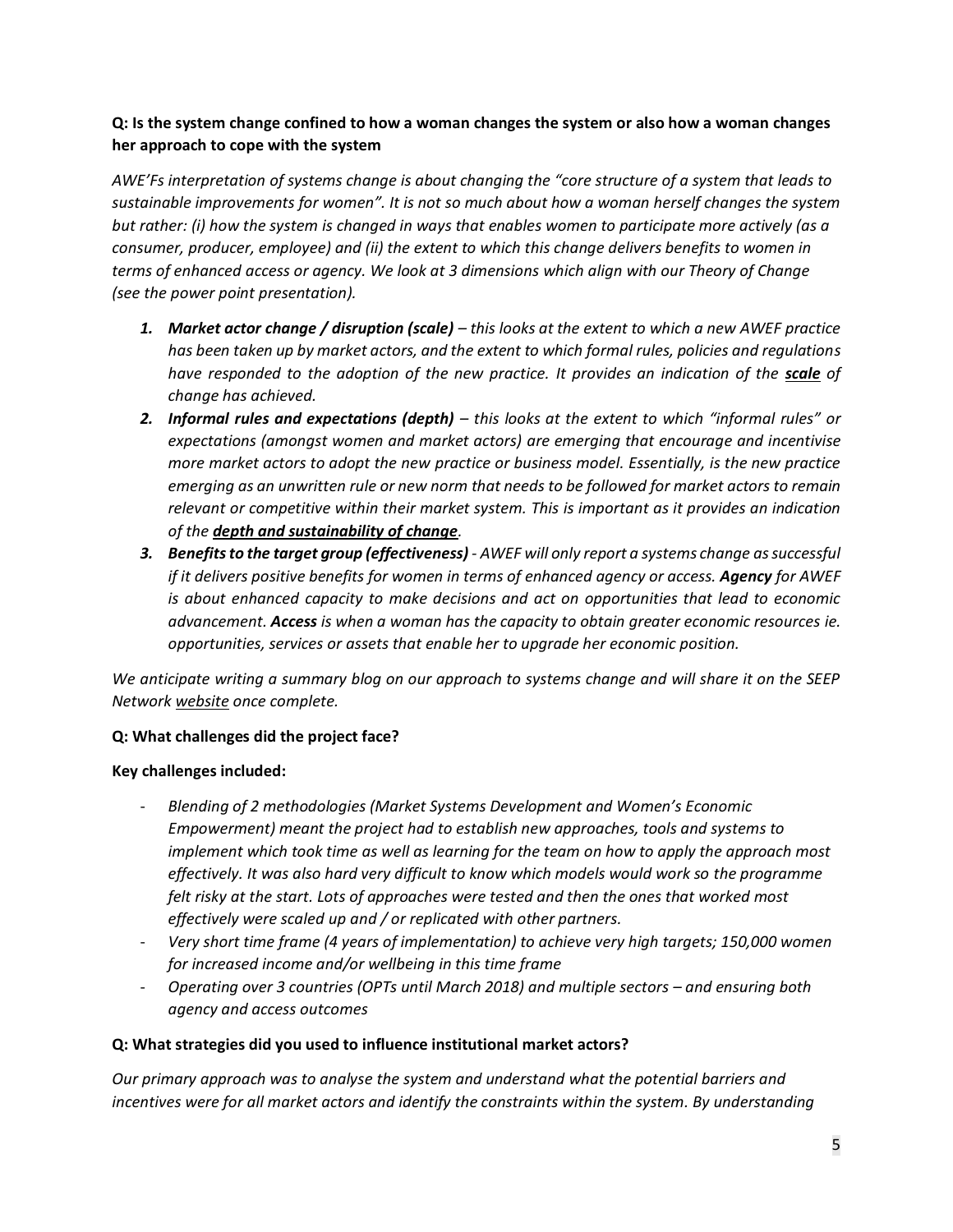**Q: Is the system change confined to how a woman changes the system or also how a woman changes her approach to cope with the system**

*AWE'Fs interpretation of systems change is about changing the "core structure of a system that leads to sustainable improvements for women". It is not so much about how a woman herself changes the system but rather: (i) how the system is changed in ways that enables women to participate more actively (as a consumer, producer, employee) and (ii) the extent to which this change delivers benefits to women in terms of enhanced access or agency. We look at 3 dimensions which align with our Theory of Change (see the power point presentation).*

1. ***Market actor change / disruption (scale)*** *– this looks at the extent to which a new AWEF practice has been taken up by market actors, and the extent to which formal rules, policies and regulations have responded to the adoption of the new practice. It provides an indication of the* ***<u>scale</u>*** *of change has achieved.*
2. ***Informal rules and expectations (depth)*** *– this looks at the extent to which "informal rules" or expectations (amongst women and market actors) are emerging that encourage and incentivise more market actors to adopt the new practice or business model. Essentially, is the new practice emerging as an unwritten rule or new norm that needs to be followed for market actors to remain relevant or competitive within their market system. This is important as it provides an indication of the* ***<u>depth and sustainability of change</u>****.*
3. ***Benefits to the target group (effectiveness)*** *- AWEF will only report a systems change as successful if it delivers positive benefits for women in terms of enhanced agency or access.* ***Agency*** *for AWEF is about enhanced capacity to make decisions and act on opportunities that lead to economic advancement.* ***Access*** *is when a woman has the capacity to obtain greater economic resources ie. opportunities, services or assets that enable her to upgrade her economic position.*

*We anticipate writing a summary blog on our approach to systems change and will share it on the SEEP Network <u>website</u> once complete.*

**Q: What challenges did the project face?**

**Key challenges included:**

- *Blending of 2 methodologies (Market Systems Development and Women's Economic Empowerment) meant the project had to establish new approaches, tools and systems to implement which took time as well as learning for the team on how to apply the approach most effectively. It was also hard very difficult to know which models would work so the programme felt risky at the start. Lots of approaches were tested and then the ones that worked most effectively were scaled up and / or replicated with other partners.*
- *Very short time frame (4 years of implementation) to achieve very high targets; 150,000 women for increased income and/or wellbeing in this time frame*
- *Operating over 3 countries (OPTs until March 2018) and multiple sectors – and ensuring both agency and access outcomes*

**Q: What strategies did you used to influence institutional market actors?**

*Our primary approach was to analyse the system and understand what the potential barriers and incentives were for all market actors and identify the constraints within the system. By understanding*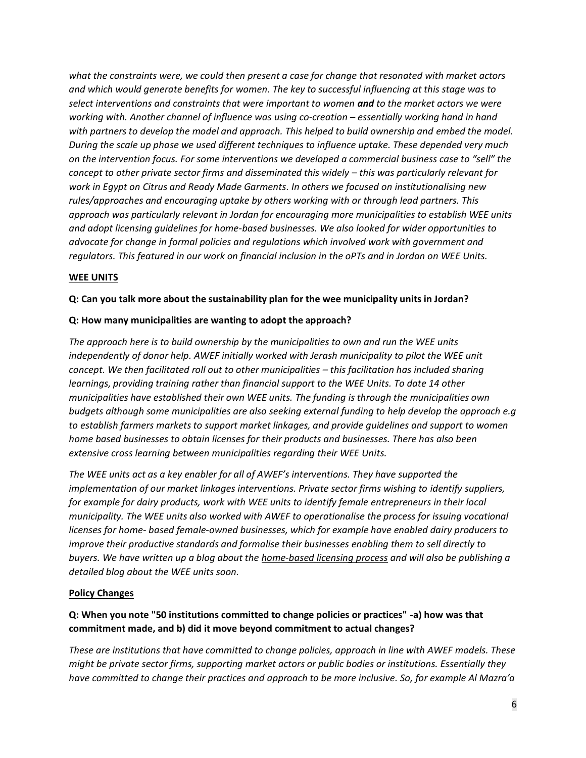*what the constraints were, we could then present a case for change that resonated with market actors and which would generate benefits for women. The key to successful influencing at this stage was to select interventions and constraints that were important to women **and** to the market actors we were working with. Another channel of influence was using co-creation – essentially working hand in hand with partners to develop the model and approach. This helped to build ownership and embed the model. During the scale up phase we used different techniques to influence uptake. These depended very much on the intervention focus. For some interventions we developed a commercial business case to "sell" the concept to other private sector firms and disseminated this widely – this was particularly relevant for work in Egypt on Citrus and Ready Made Garments. In others we focused on institutionalising new rules/approaches and encouraging uptake by others working with or through lead partners. This approach was particularly relevant in Jordan for encouraging more municipalities to establish WEE units and adopt licensing guidelines for home-based businesses. We also looked for wider opportunities to advocate for change in formal policies and regulations which involved work with government and regulators. This featured in our work on financial inclusion in the oPTs and in Jordan on WEE Units.*

**WEE UNITS**

**Q: Can you talk more about the sustainability plan for the wee municipality units in Jordan?**

**Q: How many municipalities are wanting to adopt the approach?**

*The approach here is to build ownership by the municipalities to own and run the WEE units independently of donor help. AWEF initially worked with Jerash municipality to pilot the WEE unit concept. We then facilitated roll out to other municipalities – this facilitation has included sharing learnings, providing training rather than financial support to the WEE Units. To date 14 other municipalities have established their own WEE units. The funding is through the municipalities own budgets although some municipalities are also seeking external funding to help develop the approach e.g to establish farmers markets to support market linkages, and provide guidelines and support to women home based businesses to obtain licenses for their products and businesses. There has also been extensive cross learning between municipalities regarding their WEE Units.*

*The WEE units act as a key enabler for all of AWEF's interventions. They have supported the implementation of our market linkages interventions. Private sector firms wishing to identify suppliers, for example for dairy products, work with WEE units to identify female entrepreneurs in their local municipality. The WEE units also worked with AWEF to operationalise the process for issuing vocational licenses for home- based female-owned businesses, which for example have enabled dairy producers to improve their productive standards and formalise their businesses enabling them to sell directly to buyers. We have written up a blog about the home-based licensing process and will also be publishing a detailed blog about the WEE units soon.*

**Policy Changes**

**Q: When you note "50 institutions committed to change policies or practices" -a) how was that commitment made, and b) did it move beyond commitment to actual changes?**

*These are institutions that have committed to change policies, approach in line with AWEF models. These might be private sector firms, supporting market actors or public bodies or institutions. Essentially they have committed to change their practices and approach to be more inclusive. So, for example Al Mazra'a*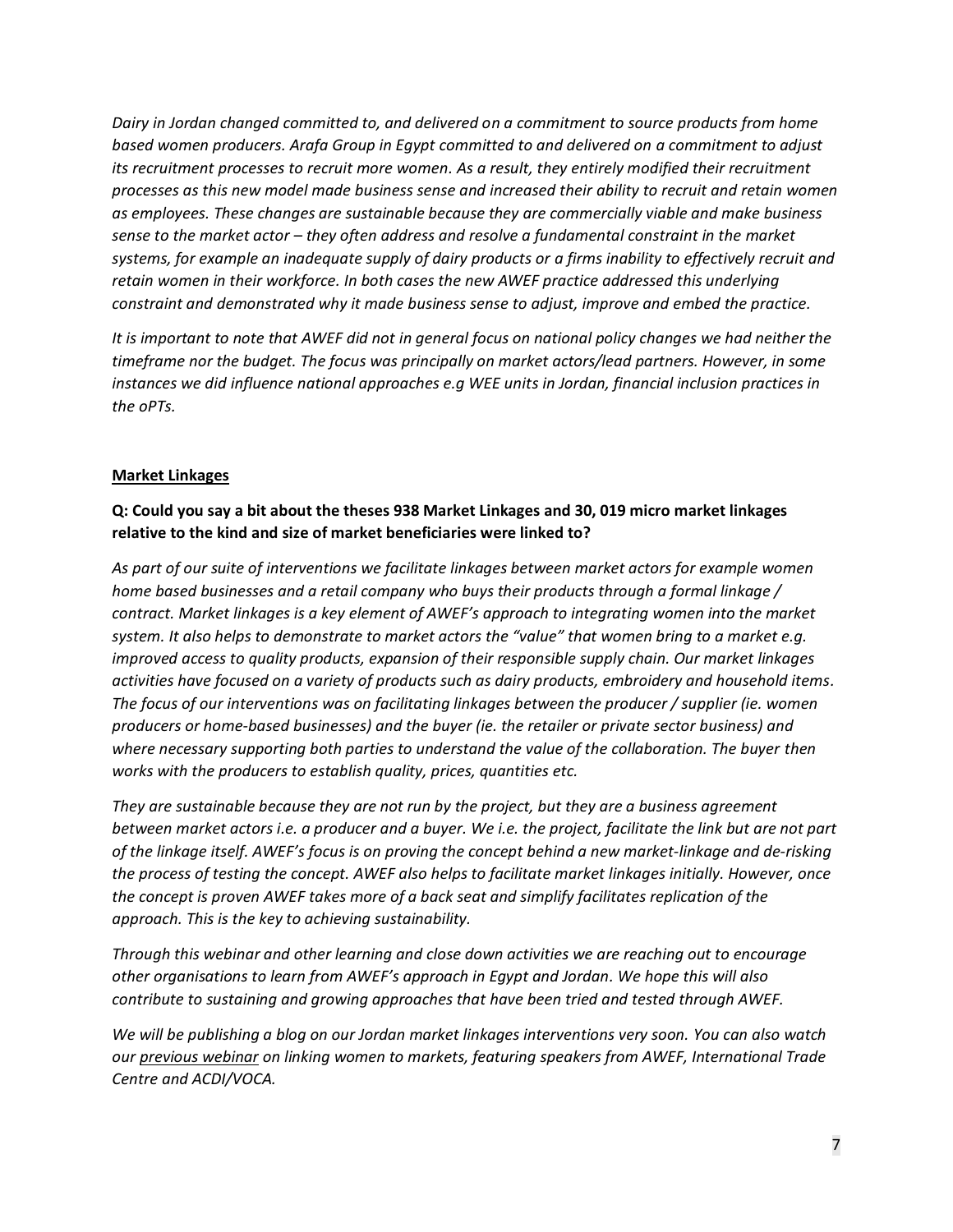*Dairy in Jordan changed committed to, and delivered on a commitment to source products from home based women producers. Arafa Group in Egypt committed to and delivered on a commitment to adjust its recruitment processes to recruit more women. As a result, they entirely modified their recruitment processes as this new model made business sense and increased their ability to recruit and retain women as employees. These changes are sustainable because they are commercially viable and make business sense to the market actor – they often address and resolve a fundamental constraint in the market systems, for example an inadequate supply of dairy products or a firms inability to effectively recruit and retain women in their workforce. In both cases the new AWEF practice addressed this underlying constraint and demonstrated why it made business sense to adjust, improve and embed the practice.*

*It is important to note that AWEF did not in general focus on national policy changes we had neither the timeframe nor the budget. The focus was principally on market actors/lead partners. However, in some instances we did influence national approaches e.g WEE units in Jordan, financial inclusion practices in the oPTs.*

## Market Linkages

**Q: Could you say a bit about the theses 938 Market Linkages and 30, 019 micro market linkages relative to the kind and size of market beneficiaries were linked to?**

*As part of our suite of interventions we facilitate linkages between market actors for example women home based businesses and a retail company who buys their products through a formal linkage / contract. Market linkages is a key element of AWEF's approach to integrating women into the market system. It also helps to demonstrate to market actors the "value" that women bring to a market e.g. improved access to quality products, expansion of their responsible supply chain. Our market linkages activities have focused on a variety of products such as dairy products, embroidery and household items. The focus of our interventions was on facilitating linkages between the producer / supplier (ie. women producers or home-based businesses) and the buyer (ie. the retailer or private sector business) and where necessary supporting both parties to understand the value of the collaboration. The buyer then works with the producers to establish quality, prices, quantities etc.*

*They are sustainable because they are not run by the project, but they are a business agreement between market actors i.e. a producer and a buyer. We i.e. the project, facilitate the link but are not part of the linkage itself. AWEF's focus is on proving the concept behind a new market-linkage and de-risking the process of testing the concept. AWEF also helps to facilitate market linkages initially. However, once the concept is proven AWEF takes more of a back seat and simplify facilitates replication of the approach. This is the key to achieving sustainability.*

*Through this webinar and other learning and close down activities we are reaching out to encourage other organisations to learn from AWEF's approach in Egypt and Jordan. We hope this will also contribute to sustaining and growing approaches that have been tried and tested through AWEF.*

*We will be publishing a blog on our Jordan market linkages interventions very soon. You can also watch our previous webinar on linking women to markets, featuring speakers from AWEF, International Trade Centre and ACDI/VOCA.*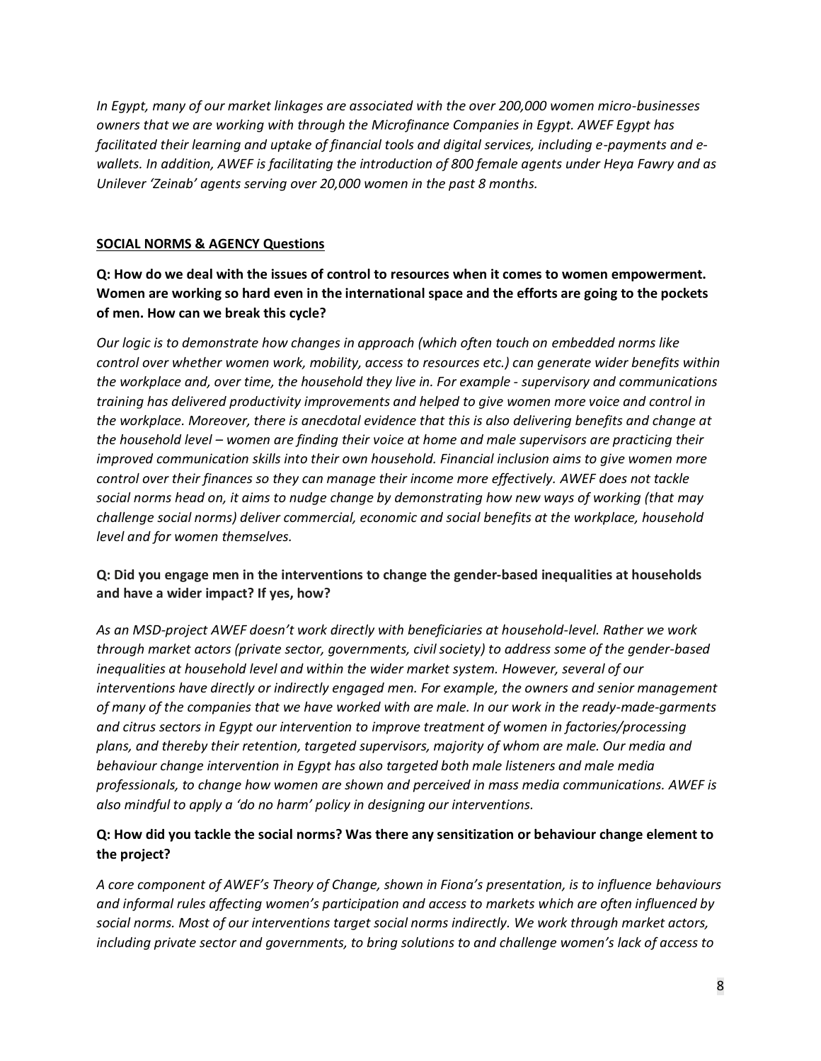*In Egypt, many of our market linkages are associated with the over 200,000 women micro-businesses owners that we are working with through the Microfinance Companies in Egypt. AWEF Egypt has facilitated their learning and uptake of financial tools and digital services, including e-payments and e-wallets. In addition, AWEF is facilitating the introduction of 800 female agents under Heya Fawry and as Unilever 'Zeinab' agents serving over 20,000 women in the past 8 months.*

**SOCIAL NORMS & AGENCY Questions**

**Q: How do we deal with the issues of control to resources when it comes to women empowerment. Women are working so hard even in the international space and the efforts are going to the pockets of men. How can we break this cycle?**

*Our logic is to demonstrate how changes in approach (which often touch on embedded norms like control over whether women work, mobility, access to resources etc.) can generate wider benefits within the workplace and, over time, the household they live in. For example - supervisory and communications training has delivered productivity improvements and helped to give women more voice and control in the workplace. Moreover, there is anecdotal evidence that this is also delivering benefits and change at the household level – women are finding their voice at home and male supervisors are practicing their improved communication skills into their own household. Financial inclusion aims to give women more control over their finances so they can manage their income more effectively. AWEF does not tackle social norms head on, it aims to nudge change by demonstrating how new ways of working (that may challenge social norms) deliver commercial, economic and social benefits at the workplace, household level and for women themselves.*

**Q: Did you engage men in the interventions to change the gender-based inequalities at households and have a wider impact? If yes, how?**

*As an MSD-project AWEF doesn't work directly with beneficiaries at household-level. Rather we work through market actors (private sector, governments, civil society) to address some of the gender-based inequalities at household level and within the wider market system. However, several of our interventions have directly or indirectly engaged men. For example, the owners and senior management of many of the companies that we have worked with are male. In our work in the ready-made-garments and citrus sectors in Egypt our intervention to improve treatment of women in factories/processing plans, and thereby their retention, targeted supervisors, majority of whom are male. Our media and behaviour change intervention in Egypt has also targeted both male listeners and male media professionals, to change how women are shown and perceived in mass media communications. AWEF is also mindful to apply a 'do no harm' policy in designing our interventions.*

**Q: How did you tackle the social norms? Was there any sensitization or behaviour change element to the project?**

*A core component of AWEF's Theory of Change, shown in Fiona's presentation, is to influence behaviours and informal rules affecting women's participation and access to markets which are often influenced by social norms. Most of our interventions target social norms indirectly. We work through market actors, including private sector and governments, to bring solutions to and challenge women's lack of access to*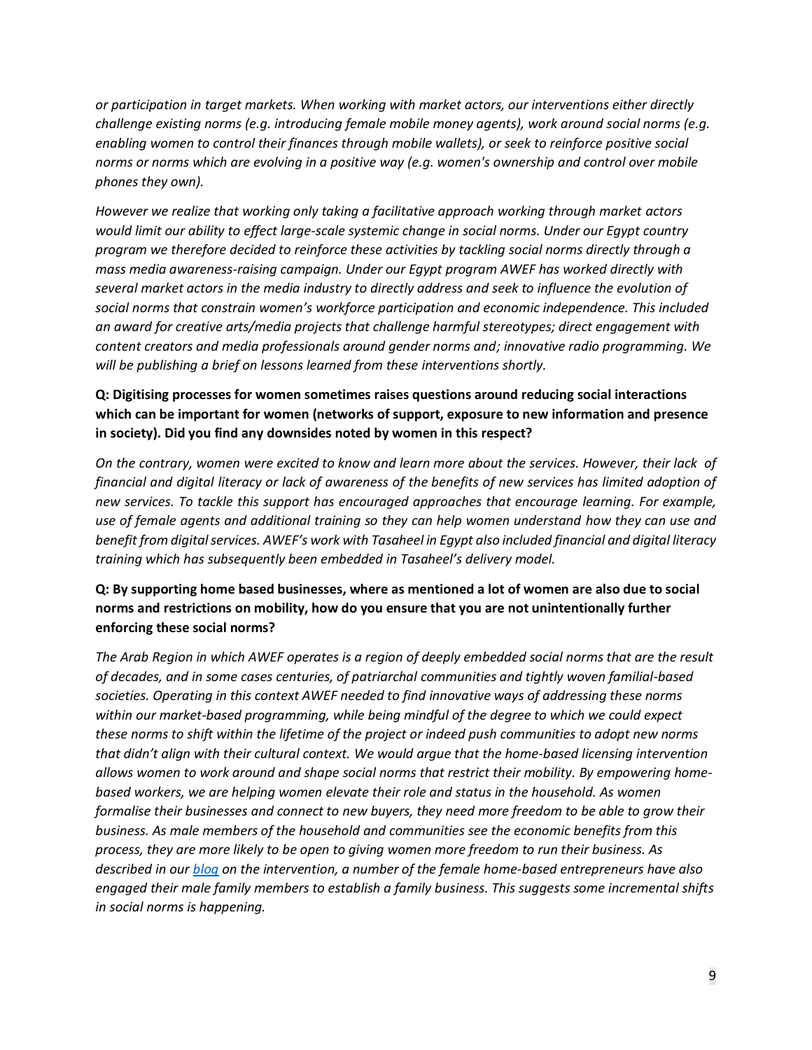*or participation in target markets. When working with market actors, our interventions either directly challenge existing norms (e.g. introducing female mobile money agents), work around social norms (e.g. enabling women to control their finances through mobile wallets), or seek to reinforce positive social norms or norms which are evolving in a positive way (e.g. women's ownership and control over mobile phones they own).*

*However we realize that working only taking a facilitative approach working through market actors would limit our ability to effect large-scale systemic change in social norms. Under our Egypt country program we therefore decided to reinforce these activities by tackling social norms directly through a mass media awareness-raising campaign. Under our Egypt program AWEF has worked directly with several market actors in the media industry to directly address and seek to influence the evolution of social norms that constrain women's workforce participation and economic independence. This included an award for creative arts/media projects that challenge harmful stereotypes; direct engagement with content creators and media professionals around gender norms and; innovative radio programming. We will be publishing a brief on lessons learned from these interventions shortly.*

**Q: Digitising processes for women sometimes raises questions around reducing social interactions which can be important for women (networks of support, exposure to new information and presence in society). Did you find any downsides noted by women in this respect?**

*On the contrary, women were excited to know and learn more about the services. However, their lack of financial and digital literacy or lack of awareness of the benefits of new services has limited adoption of new services. To tackle this support has encouraged approaches that encourage learning. For example, use of female agents and additional training so they can help women understand how they can use and benefit from digital services. AWEF's work with Tasaheel in Egypt also included financial and digital literacy training which has subsequently been embedded in Tasaheel's delivery model.*

**Q: By supporting home based businesses, where as mentioned a lot of women are also due to social norms and restrictions on mobility, how do you ensure that you are not unintentionally further enforcing these social norms?**

*The Arab Region in which AWEF operates is a region of deeply embedded social norms that are the result of decades, and in some cases centuries, of patriarchal communities and tightly woven familial-based societies. Operating in this context AWEF needed to find innovative ways of addressing these norms within our market-based programming, while being mindful of the degree to which we could expect these norms to shift within the lifetime of the project or indeed push communities to adopt new norms that didn't align with their cultural context. We would argue that the home-based licensing intervention allows women to work around and shape social norms that restrict their mobility. By empowering home-based workers, we are helping women elevate their role and status in the household. As women formalise their businesses and connect to new buyers, they need more freedom to be able to grow their business. As male members of the household and communities see the economic benefits from this process, they are more likely to be open to giving women more freedom to run their business. As described in our blog on the intervention, a number of the female home-based entrepreneurs have also engaged their male family members to establish a family business. This suggests some incremental shifts in social norms is happening.*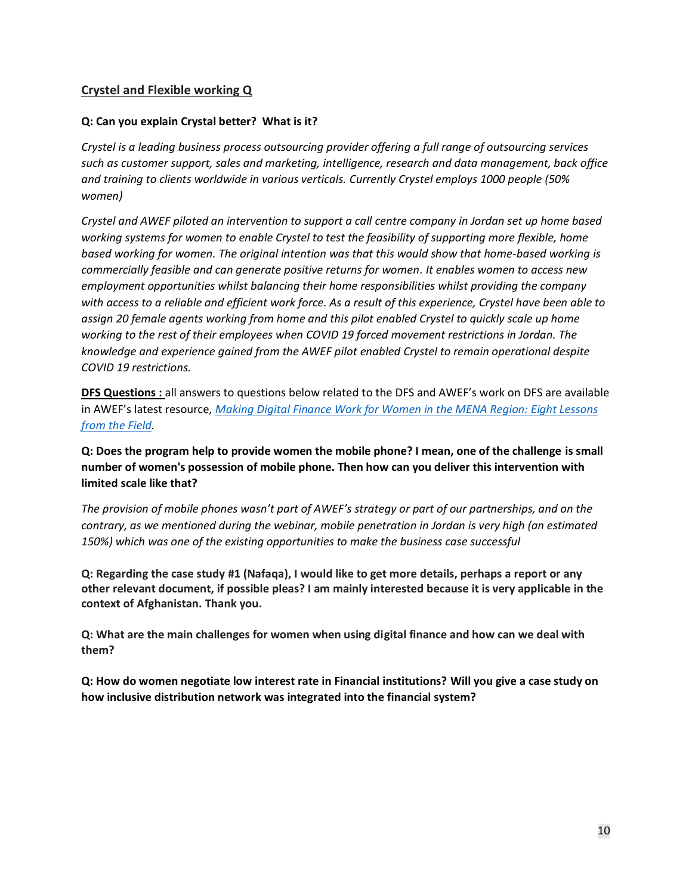## Crystel and Flexible working Q

**Q: Can you explain Crystal better? What is it?**

*Crystel is a leading business process outsourcing provider offering a full range of outsourcing services such as customer support, sales and marketing, intelligence, research and data management, back office and training to clients worldwide in various verticals. Currently Crystel employs 1000 people (50% women)*

*Crystel and AWEF piloted an intervention to support a call centre company in Jordan set up home based working systems for women to enable Crystel to test the feasibility of supporting more flexible, home based working for women. The original intention was that this would show that home-based working is commercially feasible and can generate positive returns for women. It enables women to access new employment opportunities whilst balancing their home responsibilities whilst providing the company with access to a reliable and efficient work force. As a result of this experience, Crystel have been able to assign 20 female agents working from home and this pilot enabled Crystel to quickly scale up home working to the rest of their employees when COVID 19 forced movement restrictions in Jordan. The knowledge and experience gained from the AWEF pilot enabled Crystel to remain operational despite COVID 19 restrictions.*

**DFS Questions :** all answers to questions below related to the DFS and AWEF's work on DFS are available in AWEF's latest resource, *Making Digital Finance Work for Women in the MENA Region: Eight Lessons from the Field*.

**Q: Does the program help to provide women the mobile phone? I mean, one of the challenge is small number of women's possession of mobile phone. Then how can you deliver this intervention with limited scale like that?**

*The provision of mobile phones wasn't part of AWEF's strategy or part of our partnerships, and on the contrary, as we mentioned during the webinar, mobile penetration in Jordan is very high (an estimated 150%) which was one of the existing opportunities to make the business case successful*

**Q: Regarding the case study #1 (Nafaqa), I would like to get more details, perhaps a report or any other relevant document, if possible pleas? I am mainly interested because it is very applicable in the context of Afghanistan. Thank you.**

**Q: What are the main challenges for women when using digital finance and how can we deal with them?**

**Q: How do women negotiate low interest rate in Financial institutions? Will you give a case study on how inclusive distribution network was integrated into the financial system?**